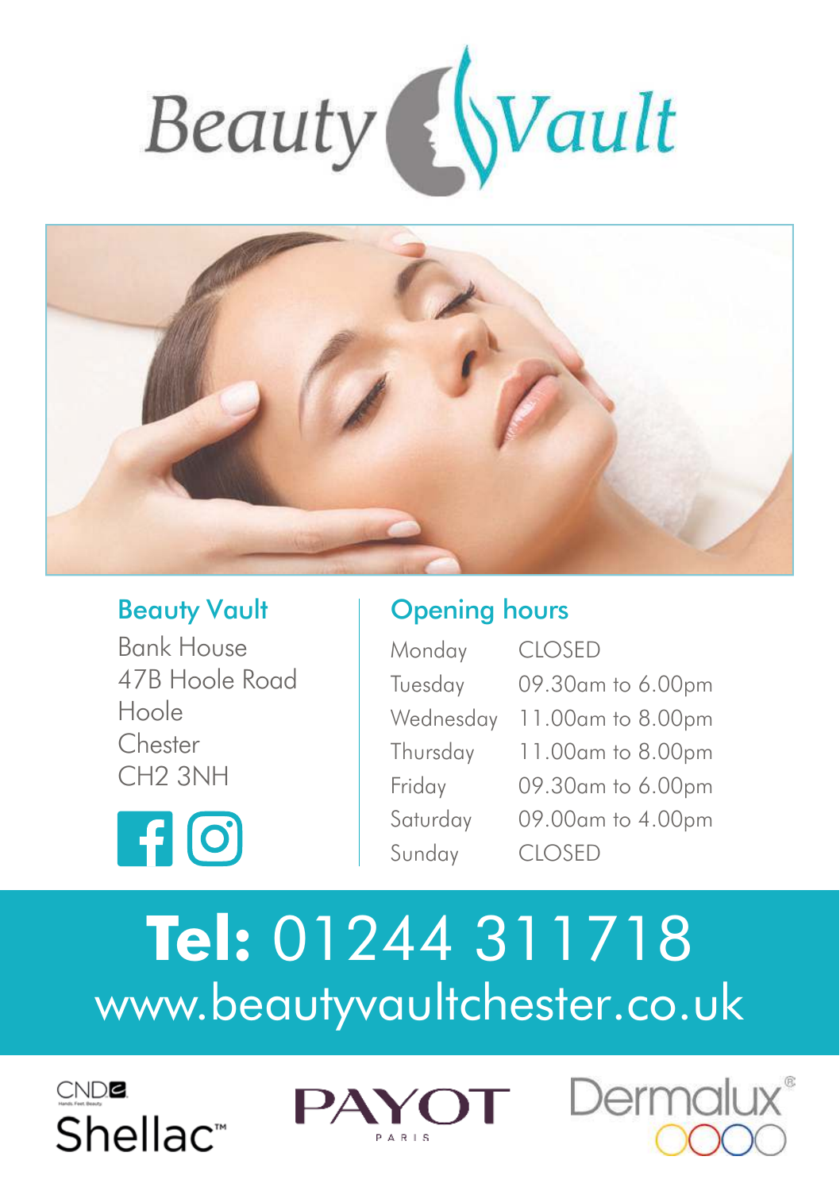# Beauty Vault

## Beauty Vault

Bank House
47B Hoole Road
Hoole
Chester
CH2 3NH

## Opening hours

| Monday | CLOSED |
|---|---|
| Tuesday | 09.30am to 6.00pm |
| Wednesday | 11.00am to 8.00pm |
| Thursday | 11.00am to 8.00pm |
| Friday | 09.30am to 6.00pm |
| Saturday | 09.00am to 4.00pm |
| Sunday | CLOSED |

**Tel:** 01244 311718
www.beautyvaultchester.co.uk

CND Shellac™ PAYOT PARIS Dermalux®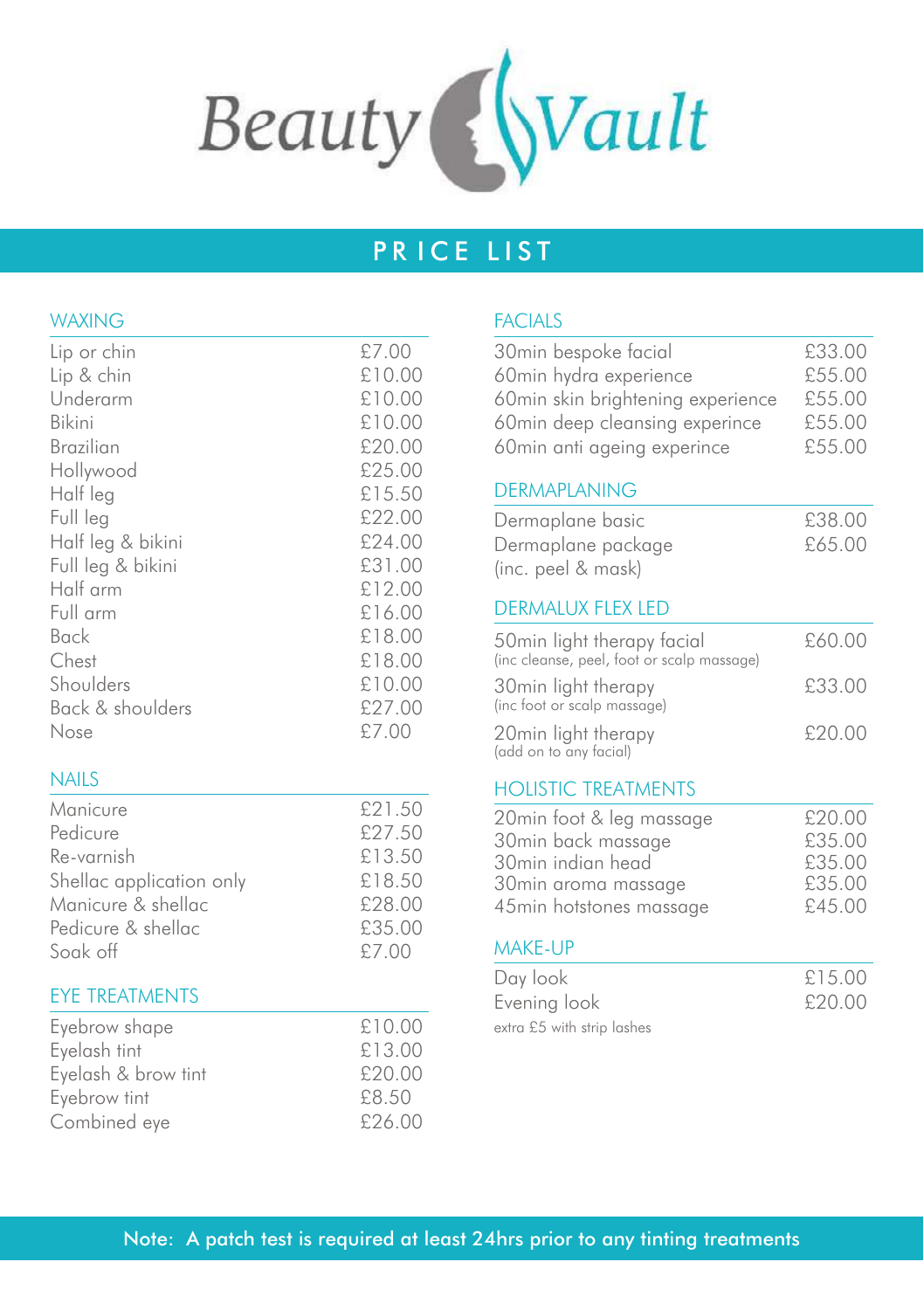# Beauty Vault

## PRICE LIST

### WAXING

| | |
|---|---|
| Lip or chin | £7.00 |
| Lip & chin | £10.00 |
| Underarm | £10.00 |
| Bikini | £10.00 |
| Brazilian | £20.00 |
| Hollywood | £25.00 |
| Half leg | £15.50 |
| Full leg | £22.00 |
| Half leg & bikini | £24.00 |
| Full leg & bikini | £31.00 |
| Half arm | £12.00 |
| Full arm | £16.00 |
| Back | £18.00 |
| Chest | £18.00 |
| Shoulders | £10.00 |
| Back & shoulders | £27.00 |
| Nose | £7.00 |

### NAILS

| | |
|---|---|
| Manicure | £21.50 |
| Pedicure | £27.50 |
| Re-varnish | £13.50 |
| Shellac application only | £18.50 |
| Manicure & shellac | £28.00 |
| Pedicure & shellac | £35.00 |
| Soak off | £7.00 |

### EYE TREATMENTS

| | |
|---|---|
| Eyebrow shape | £10.00 |
| Eyelash tint | £13.00 |
| Eyelash & brow tint | £20.00 |
| Eyebrow tint | £8.50 |
| Combined eye | £26.00 |

### FACIALS

| | |
|---|---|
| 30min bespoke facial | £33.00 |
| 60min hydra experience | £55.00 |
| 60min skin brightening experience | £55.00 |
| 60min deep cleansing experince | £55.00 |
| 60min anti ageing experince | £55.00 |

### DERMAPLANING

| | |
|---|---|
| Dermaplane basic | £38.00 |
| Dermaplane package (inc. peel & mask) | £65.00 |

### DERMALUX FLEX LED

| | |
|---|---|
| 50min light therapy facial (inc cleanse, peel, foot or scalp massage) | £60.00 |
| 30min light therapy (inc foot or scalp massage) | £33.00 |
| 20min light therapy (add on to any facial) | £20.00 |

### HOLISTIC TREATMENTS

| | |
|---|---|
| 20min foot & leg massage | £20.00 |
| 30min back massage | £35.00 |
| 30min indian head | £35.00 |
| 30min aroma massage | £35.00 |
| 45min hotstones massage | £45.00 |

### MAKE-UP

| | |
|---|---|
| Day look | £15.00 |
| Evening look | £20.00 |

extra £5 with strip lashes

Note: A patch test is required at least 24hrs prior to any tinting treatments